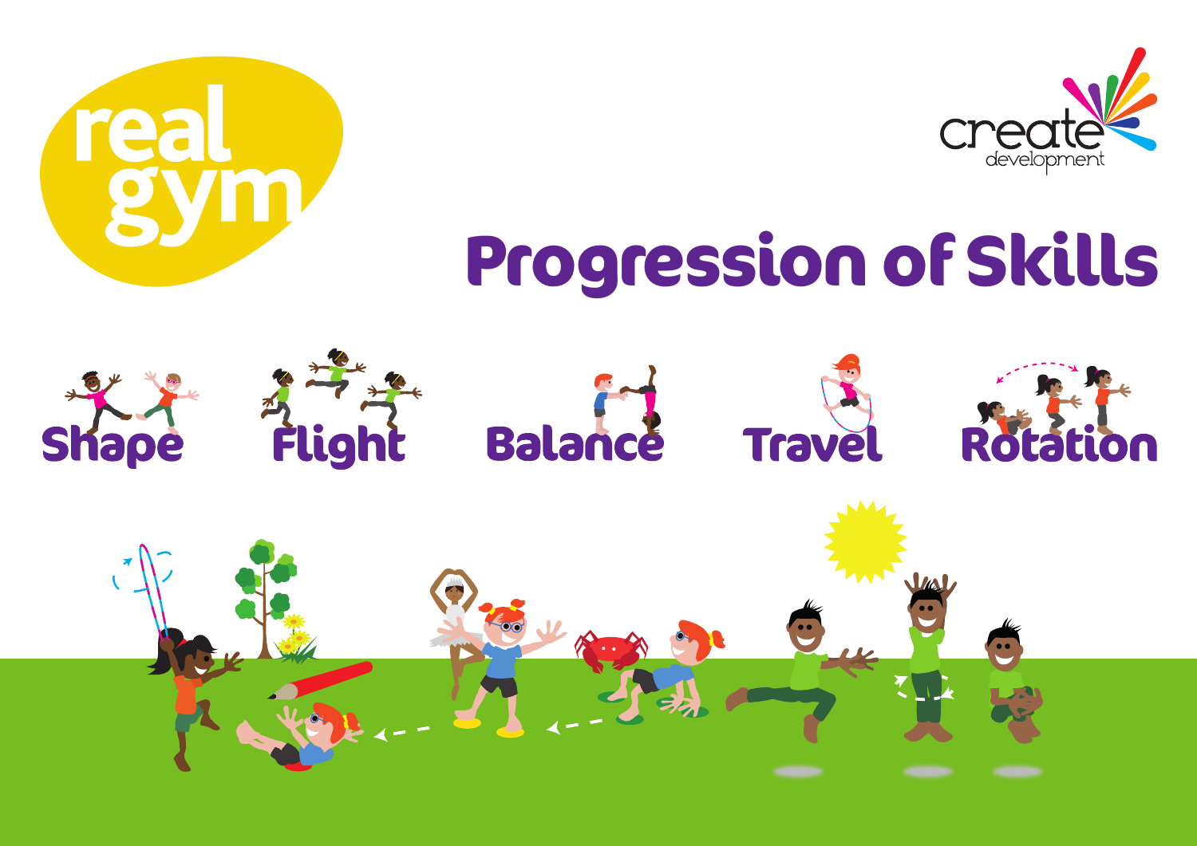real gym

create development

# Progression of Skills

Shape

Flight

Balance

Travel

Rotation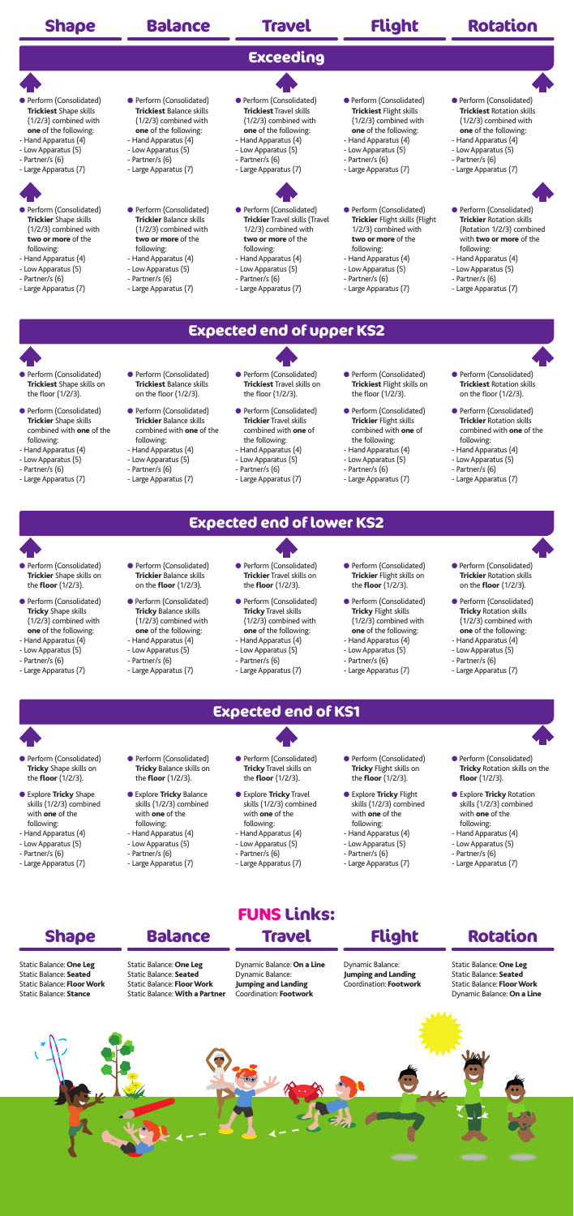| Shape | Balance | Travel | Flight | Rotation |
| --- | --- | --- | --- | --- |

## Exceeding

| Shape | Balance | Travel | Flight | Rotation |
| --- | --- | --- | --- | --- |
| ● Perform (Consolidated) **Trickiest** Shape skills (1/2/3) combined with **one** of the following:<br>- Hand Apparatus (4)<br>- Low Apparatus (5)<br>- Partner/s (6)<br>- Large Apparatus (7) | ● Perform (Consolidated) **Trickiest** Balance skills (1/2/3) combined with **one** of the following:<br>- Hand Apparatus (4)<br>- Low Apparatus (5)<br>- Partner/s (6)<br>- Large Apparatus (7) | ● Perform (Consolidated) **Trickiest** Travel skills (1/2/3) combined with **one** of the following:<br>- Hand Apparatus (4)<br>- Low Apparatus (5)<br>- Partner/s (6)<br>- Large Apparatus (7) | ● Perform (Consolidated) **Trickiest** Flight skills (1/2/3) combined with **one** of the following:<br>- Hand Apparatus (4)<br>- Low Apparatus (5)<br>- Partner/s (6)<br>- Large Apparatus (7) | ● Perform (Consolidated) **Trickiest** Rotation skills (1/2/3) combined with **one** of the following:<br>- Hand Apparatus (4)<br>- Low Apparatus (5)<br>- Partner/s (6)<br>- Large Apparatus (7) |
| ● Perform (Consolidated) **Trickier** Shape skills (1/2/3) combined with **two or more** of the following:<br>- Hand Apparatus (4)<br>- Low Apparatus (5)<br>- Partner/s (6)<br>- Large Apparatus (7) | ● Perform (Consolidated) **Trickier** Balance skills (1/2/3) combined with **two or more** of the following:<br>- Hand Apparatus (4)<br>- Low Apparatus (5)<br>- Partner/s (6)<br>- Large Apparatus (7) | ● Perform (Consolidated) **Trickier** Travel skills (Travel 1/2/3) combined with **two or more** of the following:<br>- Hand Apparatus (4)<br>- Low Apparatus (5)<br>- Partner/s (6)<br>- Large Apparatus (7) | ● Perform (Consolidated) **Trickier** Flight skills (Flight 1/2/3) combined with **two or more** of the following:<br>- Hand Apparatus (4)<br>- Low Apparatus (5)<br>- Partner/s (6)<br>- Large Apparatus (7) | ● Perform (Consolidated) **Trickier** Rotation skills (Rotation 1/2/3) combined with **two or more** of the following:<br>- Hand Apparatus (4)<br>- Low Apparatus (5)<br>- Partner/s (6)<br>- Large Apparatus (7) |

## Expected end of upper KS2

| Shape | Balance | Travel | Flight | Rotation |
| --- | --- | --- | --- | --- |
| ● Perform (Consolidated) **Trickiest** Shape skills on the floor (1/2/3). | ● Perform (Consolidated) **Trickiest** Balance skills on the floor (1/2/3). | ● Perform (Consolidated) **Trickiest** Travel skills on the floor (1/2/3). | ● Perform (Consolidated) **Trickiest** Flight skills on the floor (1/2/3). | ● Perform (Consolidated) **Trickiest** Rotation skills on the floor (1/2/3). |
| ● Perform (Consolidated) **Trickier** Shape skills combined with **one** of the following:<br>- Hand Apparatus (4)<br>- Low Apparatus (5)<br>- Partner/s (6)<br>- Large Apparatus (7) | ● Perform (Consolidated) **Trickier** Balance skills combined with **one** of the following:<br>- Hand Apparatus (4)<br>- Low Apparatus (5)<br>- Partner/s (6)<br>- Large Apparatus (7) | ● Perform (Consolidated) **Trickier** Travel skills combined with **one** of the following:<br>- Hand Apparatus (4)<br>- Low Apparatus (5)<br>- Partner/s (6)<br>- Large Apparatus (7) | ● Perform (Consolidated) **Trickier** Flight skills combined with **one** of the following:<br>- Hand Apparatus (4)<br>- Low Apparatus (5)<br>- Partner/s (6)<br>- Large Apparatus (7) | ● Perform (Consolidated) **Trickier** Rotation skills combined with **one** of the following:<br>- Hand Apparatus (4)<br>- Low Apparatus (5)<br>- Partner/s (6)<br>- Large Apparatus (7) |

## Expected end of lower KS2

| Shape | Balance | Travel | Flight | Rotation |
| --- | --- | --- | --- | --- |
| ● Perform (Consolidated) **Trickier** Shape skills on the **floor** (1/2/3). | ● Perform (Consolidated) **Trickier** Balance skills on the **floor** (1/2/3). | ● Perform (Consolidated) **Trickier** Travel skills on the **floor** (1/2/3). | ● Perform (Consolidated) **Trickier** Flight skills on the **floor** (1/2/3). | ● Perform (Consolidated) **Trickier** Rotation skills on the **floor** (1/2/3). |
| ● Perform (Consolidated) **Tricky** Shape skills (1/2/3) combined with **one** of the following:<br>- Hand Apparatus (4)<br>- Low Apparatus (5)<br>- Partner/s (6)<br>- Large Apparatus (7) | ● Perform (Consolidated) **Tricky** Balance skills (1/2/3) combined with **one** of the following:<br>- Hand Apparatus (4)<br>- Low Apparatus (5)<br>- Partner/s (6)<br>- Large Apparatus (7) | ● Perform (Consolidated) **Tricky** Travel skills (1/2/3) combined with **one** of the following:<br>- Hand Apparatus (4)<br>- Low Apparatus (5)<br>- Partner/s (6)<br>- Large Apparatus (7) | ● Perform (Consolidated) **Tricky** Flight skills (1/2/3) combined with **one** of the following:<br>- Hand Apparatus (4)<br>- Low Apparatus (5)<br>- Partner/s (6)<br>- Large Apparatus (7) | ● Perform (Consolidated) **Tricky** Rotation skills (1/2/3) combined with **one** of the following:<br>- Hand Apparatus (4)<br>- Low Apparatus (5)<br>- Partner/s (6)<br>- Large Apparatus (7) |

## Expected end of KS1

| Shape | Balance | Travel | Flight | Rotation |
| --- | --- | --- | --- | --- |
| ● Perform (Consolidated) **Tricky** Shape skills on the **floor** (1/2/3). | ● Perform (Consolidated) **Tricky** Balance skills on the **floor** (1/2/3). | ● Perform (Consolidated) **Tricky** Travel skills on the **floor** (1/2/3). | ● Perform (Consolidated) **Tricky** Flight skills on the **floor** (1/2/3). | ● Perform (Consolidated) **Tricky** Rotation skills on the **floor** (1/2/3). |
| ● Explore **Tricky** Shape skills (1/2/3) combined with **one** of the following:<br>- Hand Apparatus (4)<br>- Low Apparatus (5)<br>- Partner/s (6)<br>- Large Apparatus (7) | ● Explore **Tricky** Balance skills (1/2/3) combined with **one** of the following:<br>- Hand Apparatus (4)<br>- Low Apparatus (5)<br>- Partner/s (6)<br>- Large Apparatus (7) | ● Explore **Tricky** Travel skills (1/2/3) combined with **one** of the following:<br>- Hand Apparatus (4)<br>- Low Apparatus (5)<br>- Partner/s (6)<br>- Large Apparatus (7) | ● Explore **Tricky** Flight skills (1/2/3) combined with **one** of the following:<br>- Hand Apparatus (4)<br>- Low Apparatus (5)<br>- Partner/s (6)<br>- Large Apparatus (7) | ● Explore **Tricky** Rotation skills (1/2/3) combined with **one** of the following:<br>- Hand Apparatus (4)<br>- Low Apparatus (5)<br>- Partner/s (6)<br>- Large Apparatus (7) |

## FUNS Links:

| Shape | Balance | Travel | Flight | Rotation |
| --- | --- | --- | --- | --- |
| Static Balance: **One Leg**<br>Static Balance: **Seated**<br>Static Balance: **Floor Work**<br>Static Balance: **Stance** | Static Balance: **One Leg**<br>Static Balance: **Seated**<br>Static Balance: **Floor Work**<br>Static Balance: **With a Partner** | Dynamic Balance: **On a Line**<br>Dynamic Balance: **Jumping and Landing**<br>Coordination: **Footwork** | Dynamic Balance: **Jumping and Landing**<br>Coordination: **Footwork** | Static Balance: **One Leg**<br>Static Balance: **Seated**<br>Static Balance: **Floor Work**<br>Dynamic Balance: **On a Line** |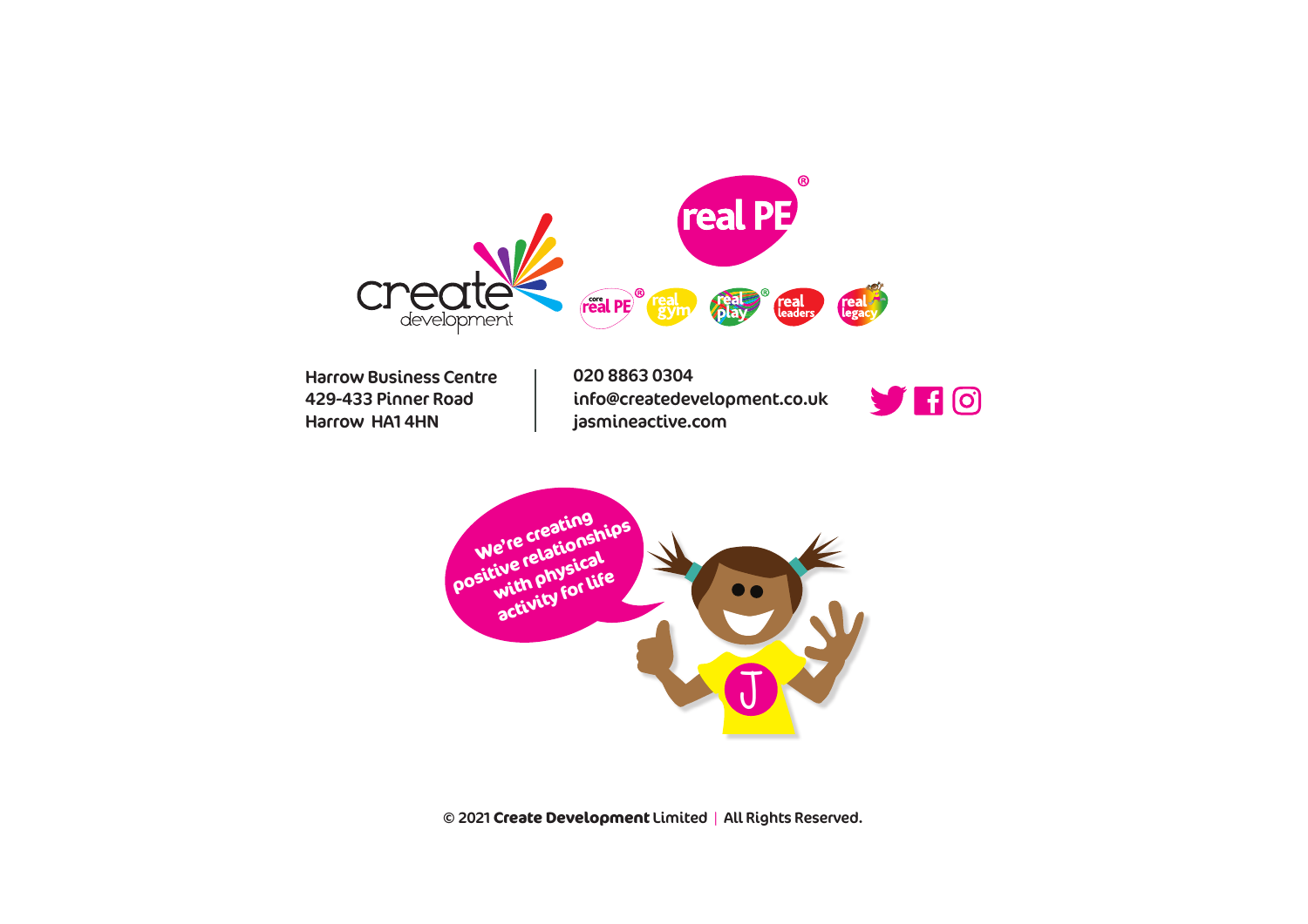Harrow Business Centre
429-433 Pinner Road
Harrow HA1 4HN

020 8863 0304
info@createdevelopment.co.uk
jasmineactive.com

We're creating positive relationships with physical activity for life

© 2021 **Create Development** Limited | All Rights Reserved.